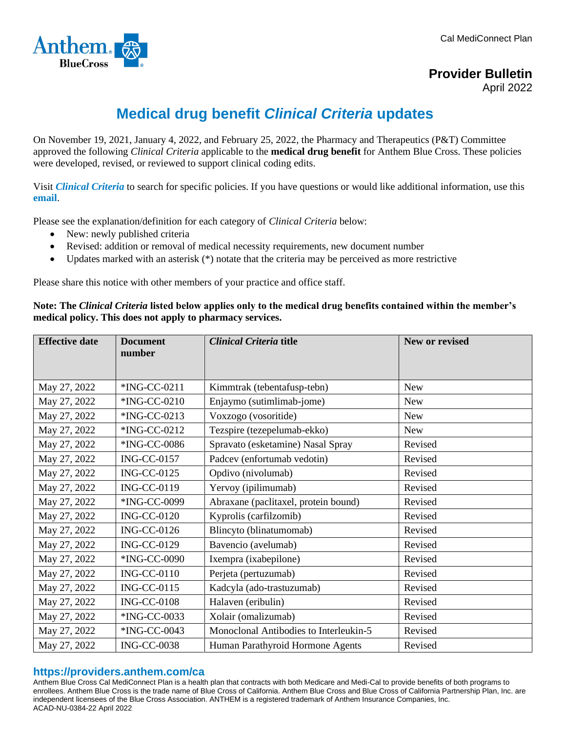Cal MediConnect Plan

**Provider Bulletin**
April 2022

# Medical drug benefit *Clinical Criteria* updates

On November 19, 2021, January 4, 2022, and February 25, 2022, the Pharmacy and Therapeutics (P&T) Committee approved the following *Clinical Criteria* applicable to the **medical drug benefit** for Anthem Blue Cross. These policies were developed, revised, or reviewed to support clinical coding edits.

Visit ***Clinical Criteria*** to search for specific policies. If you have questions or would like additional information, use this **email**.

Please see the explanation/definition for each category of *Clinical Criteria* below:

- New: newly published criteria
- Revised: addition or removal of medical necessity requirements, new document number
- Updates marked with an asterisk (*) notate that the criteria may be perceived as more restrictive

Please share this notice with other members of your practice and office staff.

**Note: The *Clinical Criteria* listed below applies only to the medical drug benefits contained within the member's medical policy. This does not apply to pharmacy services.**

| Effective date | Document number | *Clinical Criteria* title | New or revised |
|---|---|---|---|
| May 27, 2022 | *ING-CC-0211 | Kimmtrak (tebentafusp-tebn) | New |
| May 27, 2022 | *ING-CC-0210 | Enjaymo (sutimlimab-jome) | New |
| May 27, 2022 | *ING-CC-0213 | Voxzogo (vosoritide) | New |
| May 27, 2022 | *ING-CC-0212 | Tezspire (tezepelumab-ekko) | New |
| May 27, 2022 | *ING-CC-0086 | Spravato (esketamine) Nasal Spray | Revised |
| May 27, 2022 | ING-CC-0157 | Padcev (enfortumab vedotin) | Revised |
| May 27, 2022 | ING-CC-0125 | Opdivo (nivolumab) | Revised |
| May 27, 2022 | ING-CC-0119 | Yervoy (ipilimumab) | Revised |
| May 27, 2022 | *ING-CC-0099 | Abraxane (paclitaxel, protein bound) | Revised |
| May 27, 2022 | ING-CC-0120 | Kyprolis (carfilzomib) | Revised |
| May 27, 2022 | ING-CC-0126 | Blincyto (blinatumomab) | Revised |
| May 27, 2022 | ING-CC-0129 | Bavencio (avelumab) | Revised |
| May 27, 2022 | *ING-CC-0090 | Ixempra (ixabepilone) | Revised |
| May 27, 2022 | ING-CC-0110 | Perjeta (pertuzumab) | Revised |
| May 27, 2022 | ING-CC-0115 | Kadcyla (ado-trastuzumab) | Revised |
| May 27, 2022 | ING-CC-0108 | Halaven (eribulin) | Revised |
| May 27, 2022 | *ING-CC-0033 | Xolair (omalizumab) | Revised |
| May 27, 2022 | *ING-CC-0043 | Monoclonal Antibodies to Interleukin-5 | Revised |
| May 27, 2022 | ING-CC-0038 | Human Parathyroid Hormone Agents | Revised |

**https://providers.anthem.com/ca**

Anthem Blue Cross Cal MediConnect Plan is a health plan that contracts with both Medicare and Medi-Cal to provide benefits of both programs to enrollees. Anthem Blue Cross is the trade name of Blue Cross of California. Anthem Blue Cross and Blue Cross of California Partnership Plan, Inc. are independent licensees of the Blue Cross Association. ANTHEM is a registered trademark of Anthem Insurance Companies, Inc.
ACAD-NU-0384-22 April 2022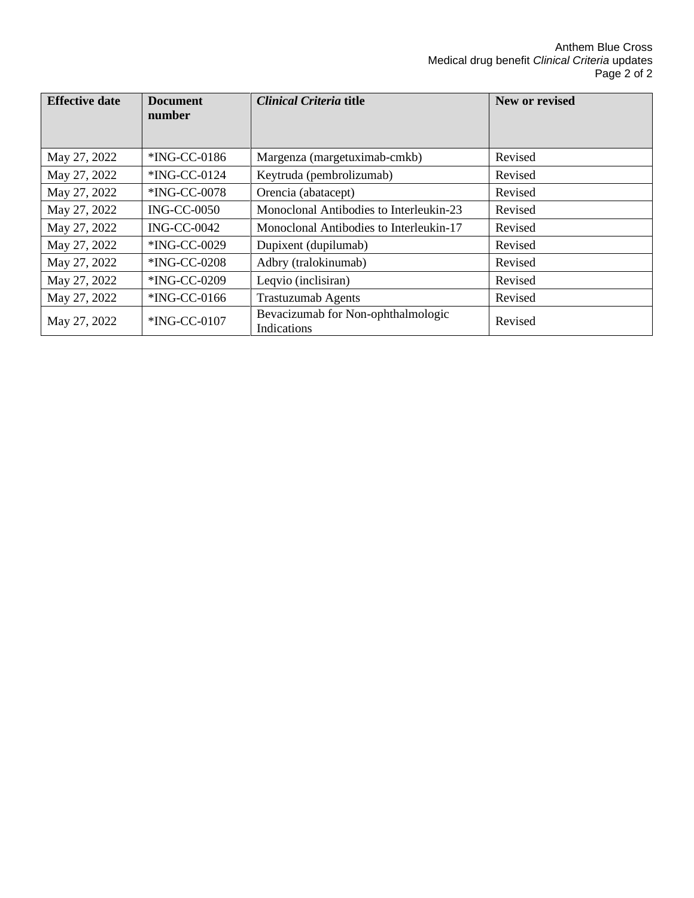| Effective date | Document number | *Clinical Criteria* title | New or revised |
|---|---|---|---|
| May 27, 2022 | *ING-CC-0186 | Margenza (margetuximab-cmkb) | Revised |
| May 27, 2022 | *ING-CC-0124 | Keytruda (pembrolizumab) | Revised |
| May 27, 2022 | *ING-CC-0078 | Orencia (abatacept) | Revised |
| May 27, 2022 | ING-CC-0050 | Monoclonal Antibodies to Interleukin-23 | Revised |
| May 27, 2022 | ING-CC-0042 | Monoclonal Antibodies to Interleukin-17 | Revised |
| May 27, 2022 | *ING-CC-0029 | Dupixent (dupilumab) | Revised |
| May 27, 2022 | *ING-CC-0208 | Adbry (tralokinumab) | Revised |
| May 27, 2022 | *ING-CC-0209 | Leqvio (inclisiran) | Revised |
| May 27, 2022 | *ING-CC-0166 | Trastuzumab Agents | Revised |
| May 27, 2022 | *ING-CC-0107 | Bevacizumab for Non-ophthalmologic Indications | Revised |